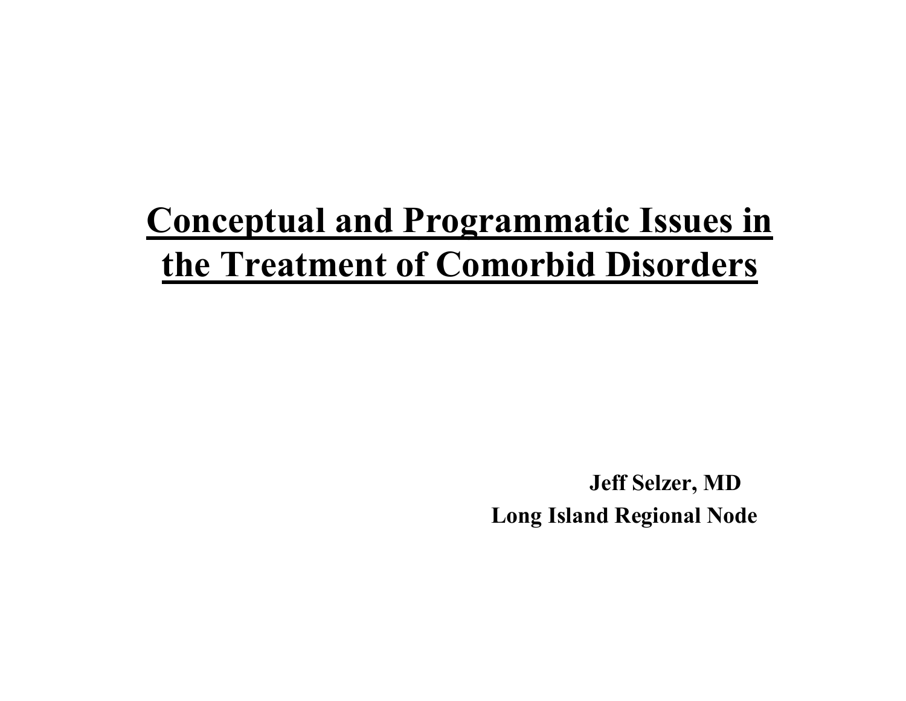# Conceptual and Programmatic Issues in the Treatment of Comorbid Disorders

**Jeff Selzer, MD**

**Long Island Regional Node**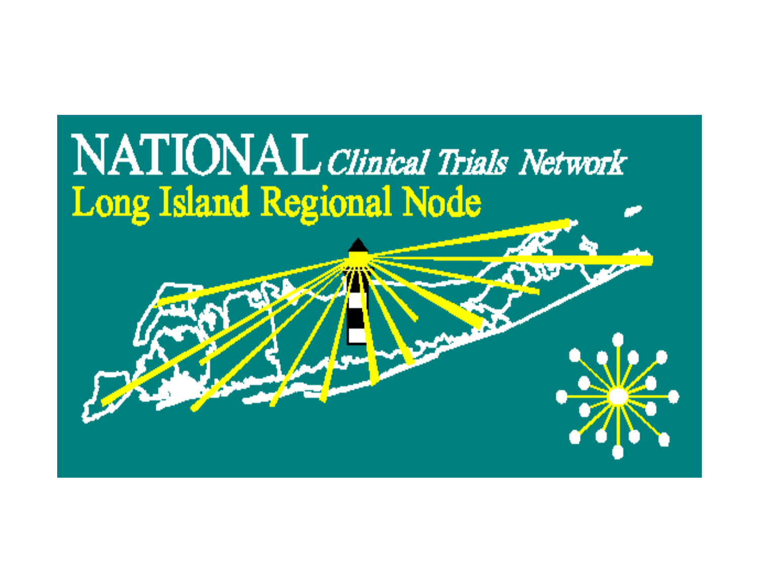# NATIONAL *Clinical Trials Network*

## Long Island Regional Node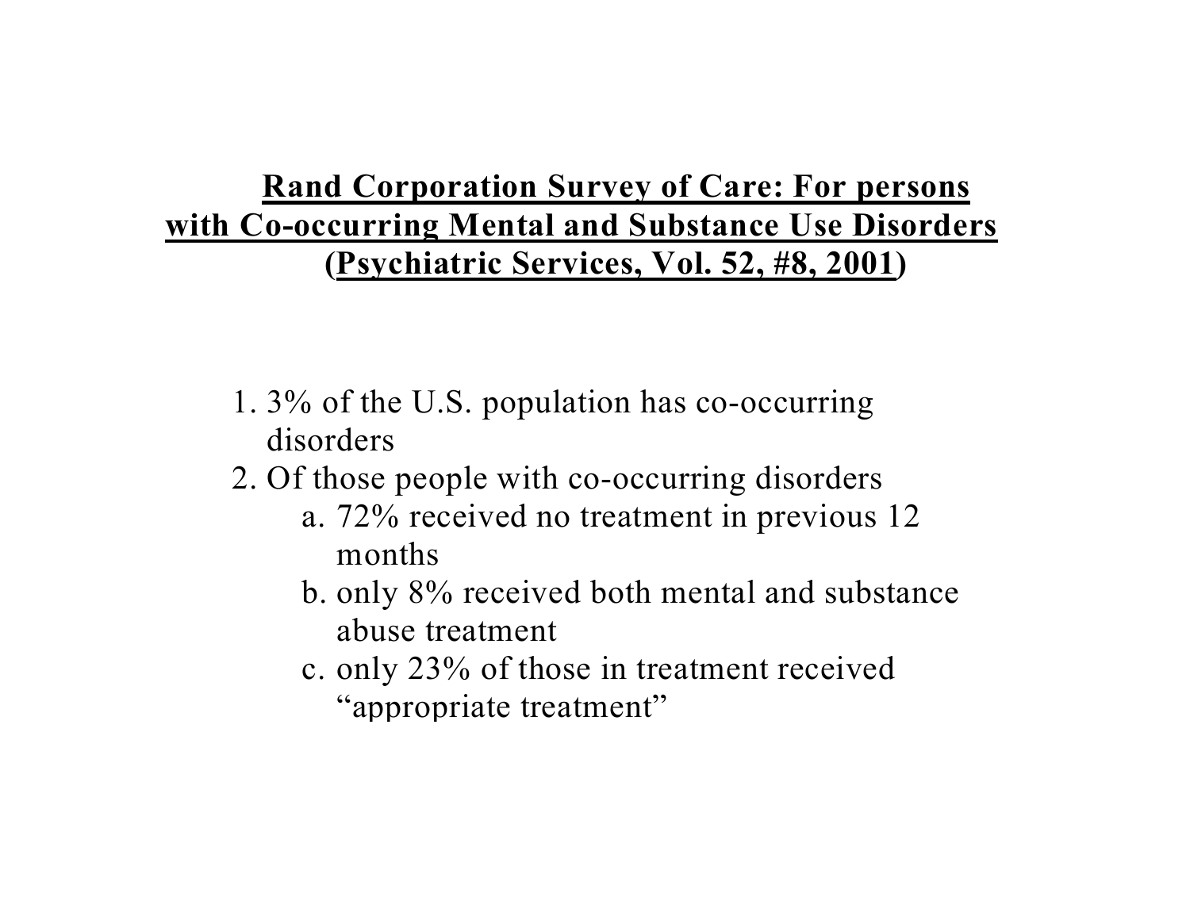## Rand Corporation Survey of Care: For persons with Co-occurring Mental and Substance Use Disorders (Psychiatric Services, Vol. 52, #8, 2001)

1. 3% of the U.S. population has co-occurring disorders
2. Of those people with co-occurring disorders
   a. 72% received no treatment in previous 12 months
   b. only 8% received both mental and substance abuse treatment
   c. only 23% of those in treatment received "appropriate treatment"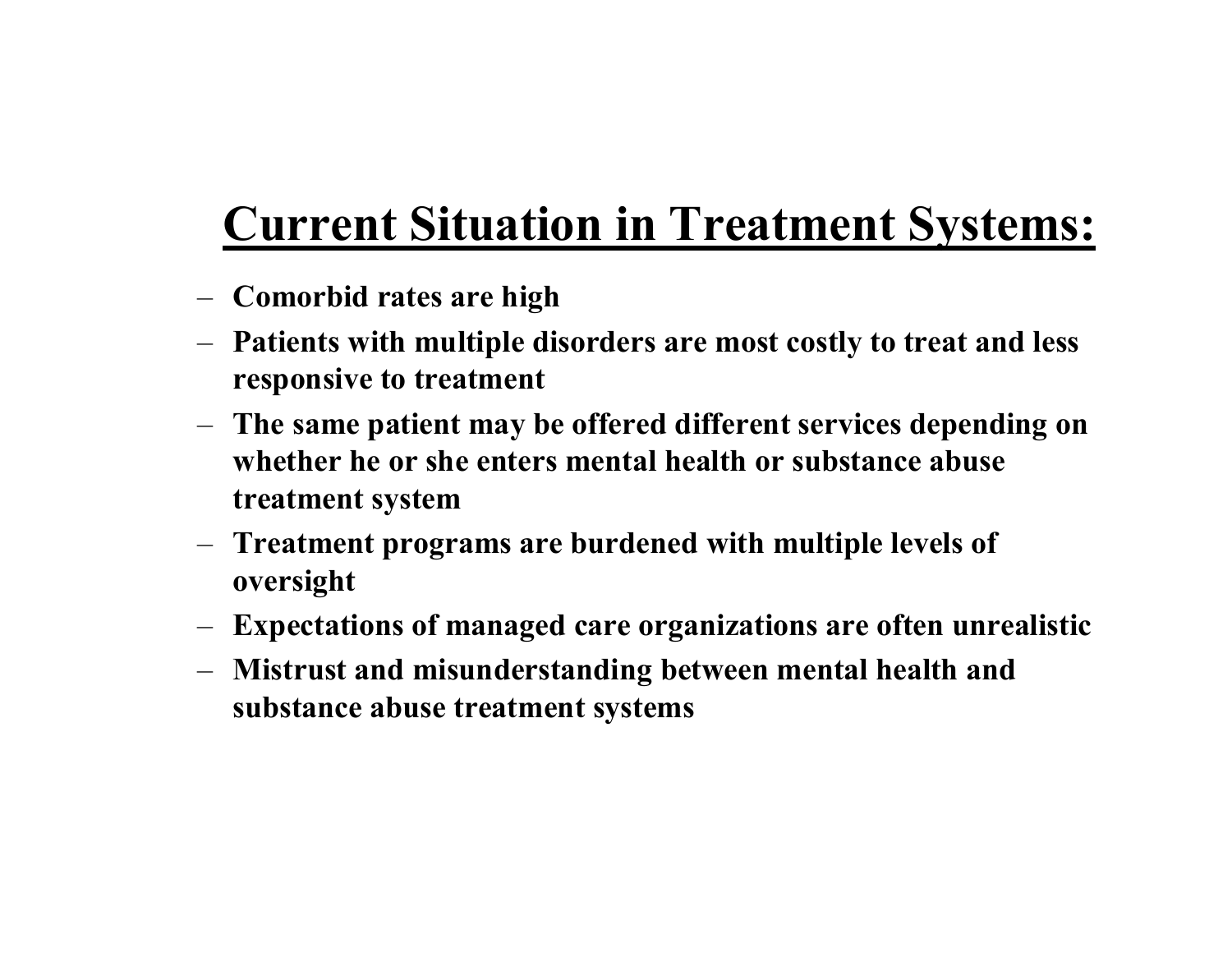# Current Situation in Treatment Systems:

- **Comorbid rates are high**
- **Patients with multiple disorders are most costly to treat and less responsive to treatment**
- **The same patient may be offered different services depending on whether he or she enters mental health or substance abuse treatment system**
- **Treatment programs are burdened with multiple levels of oversight**
- **Expectations of managed care organizations are often unrealistic**
- **Mistrust and misunderstanding between mental health and substance abuse treatment systems**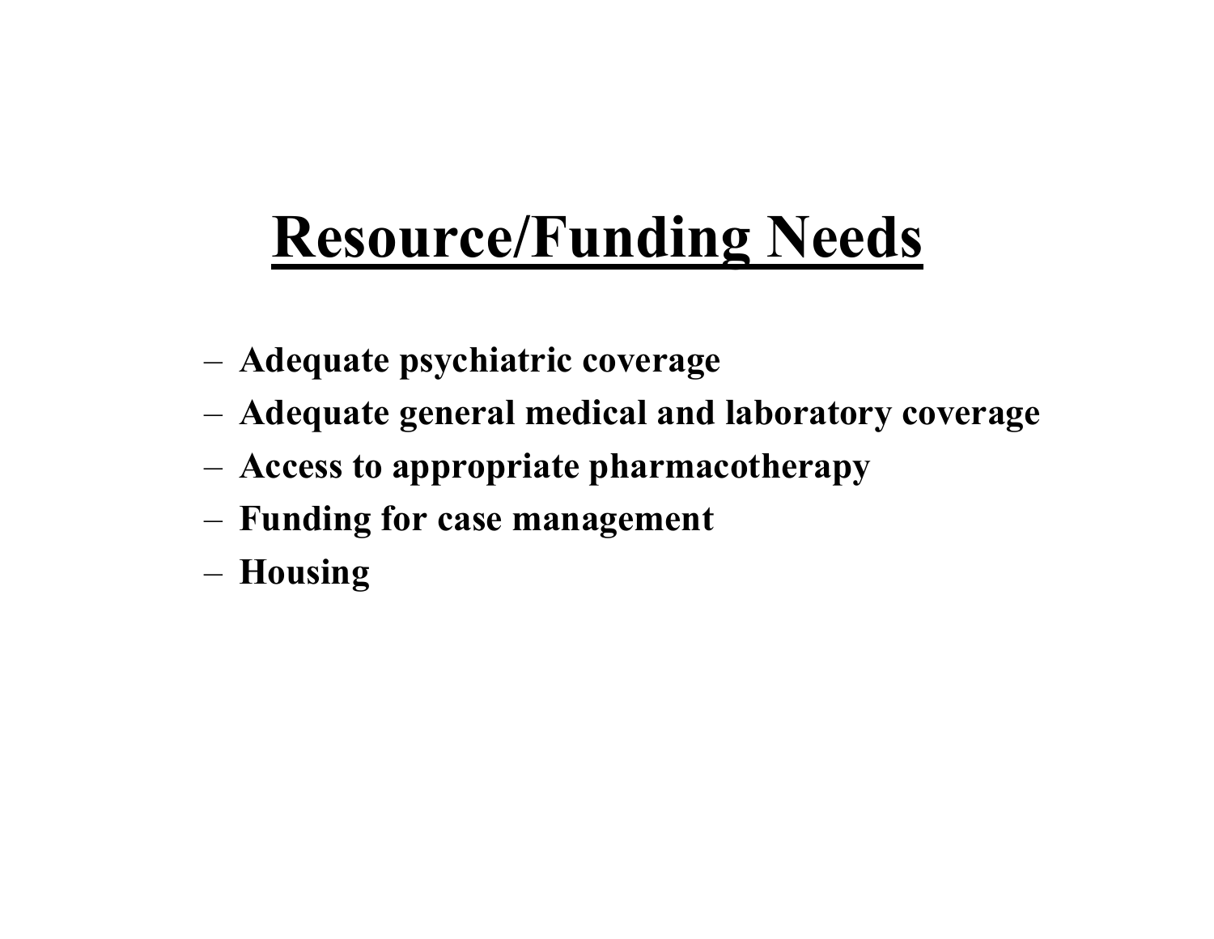# Resource/Funding Needs

- Adequate psychiatric coverage
- Adequate general medical and laboratory coverage
- Access to appropriate pharmacotherapy
- Funding for case management
- Housing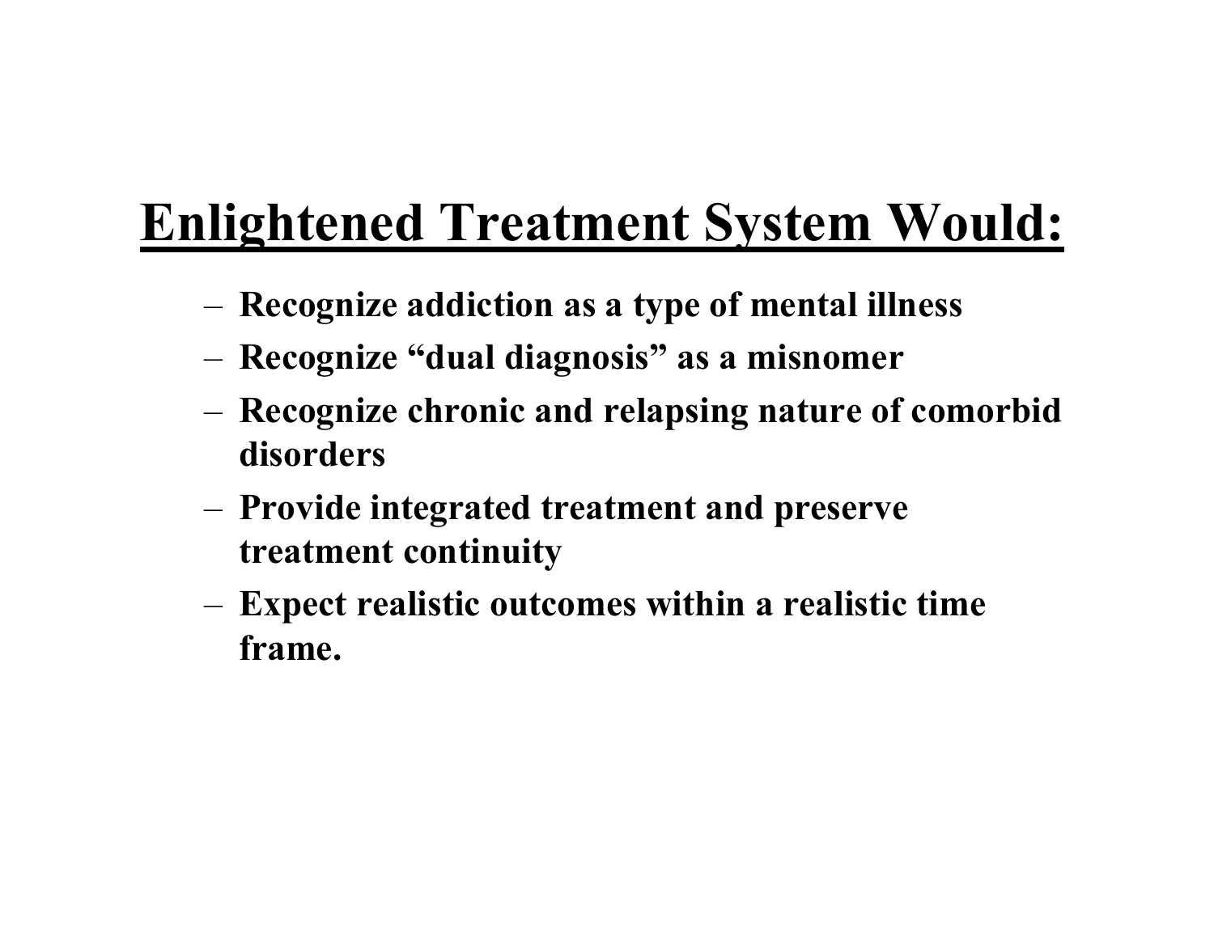# Enlightened Treatment System Would:

- **Recognize addiction as a type of mental illness**
- **Recognize "dual diagnosis" as a misnomer**
- **Recognize chronic and relapsing nature of comorbid disorders**
- **Provide integrated treatment and preserve treatment continuity**
- **Expect realistic outcomes within a realistic time frame.**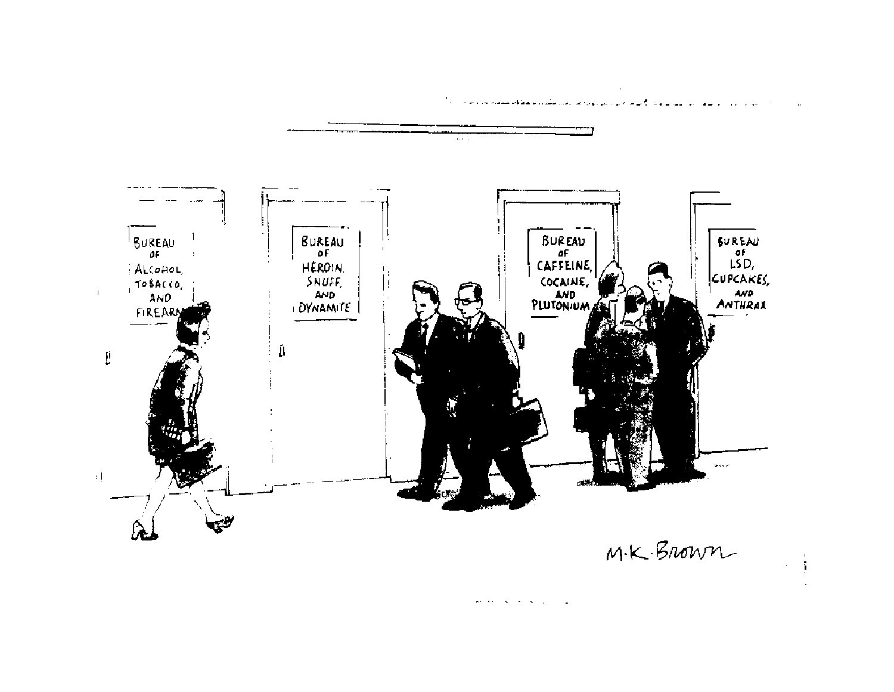BUREAU OF ALCOHOL, TOBACCO, AND FIREARMS

BUREAU OF HEROIN, SNUFF, AND DYNAMITE

BUREAU OF CAFFEINE, COCAINE, AND PLUTONIUM

BUREAU OF LSD, CUPCAKES, AND ANTHRAX

M.K. BROWN